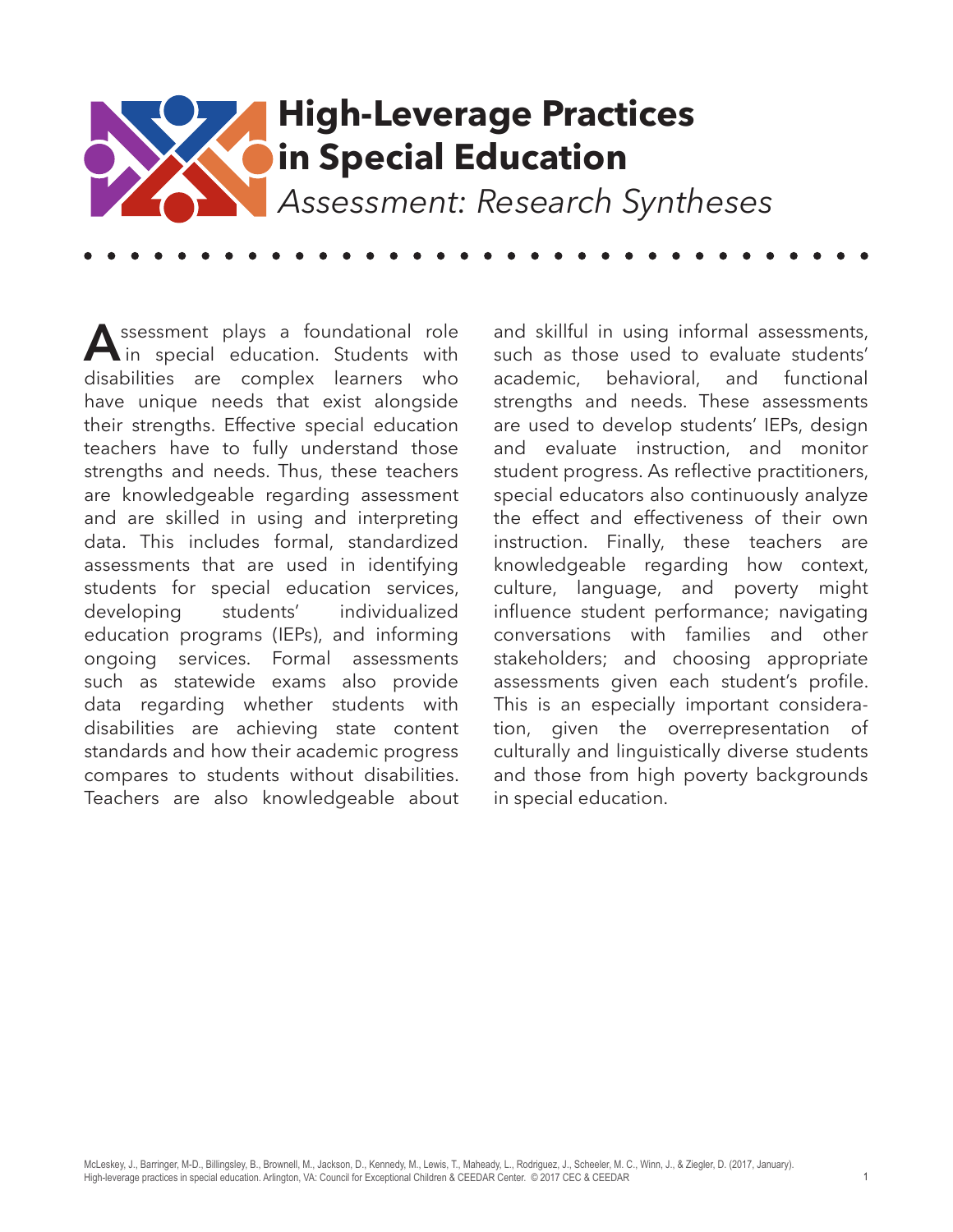# High-Leverage Practices in Special Education

*Assessment: Research Syntheses*

Assessment plays a foundational role in special education. Students with disabilities are complex learners who have unique needs that exist alongside their strengths. Effective special education teachers have to fully understand those strengths and needs. Thus, these teachers are knowledgeable regarding assessment and are skilled in using and interpreting data. This includes formal, standardized assessments that are used in identifying students for special education services, developing students' individualized education programs (IEPs), and informing ongoing services. Formal assessments such as statewide exams also provide data regarding whether students with disabilities are achieving state content standards and how their academic progress compares to students without disabilities. Teachers are also knowledgeable about and skillful in using informal assessments, such as those used to evaluate students' academic, behavioral, and functional strengths and needs. These assessments are used to develop students' IEPs, design and evaluate instruction, and monitor student progress. As reflective practitioners, special educators also continuously analyze the effect and effectiveness of their own instruction. Finally, these teachers are knowledgeable regarding how context, culture, language, and poverty might influence student performance; navigating conversations with families and other stakeholders; and choosing appropriate assessments given each student's profile. This is an especially important consideration, given the overrepresentation of culturally and linguistically diverse students and those from high poverty backgrounds in special education.

McLeskey, J., Barringer, M-D., Billingsley, B., Brownell, M., Jackson, D., Kennedy, M., Lewis, T., Maheady, L., Rodriguez, J., Scheeler, M. C., Winn, J., & Ziegler, D. (2017, January). High-leverage practices in special education. Arlington, VA: Council for Exceptional Children & CEEDAR Center. © 2017 CEC & CEEDAR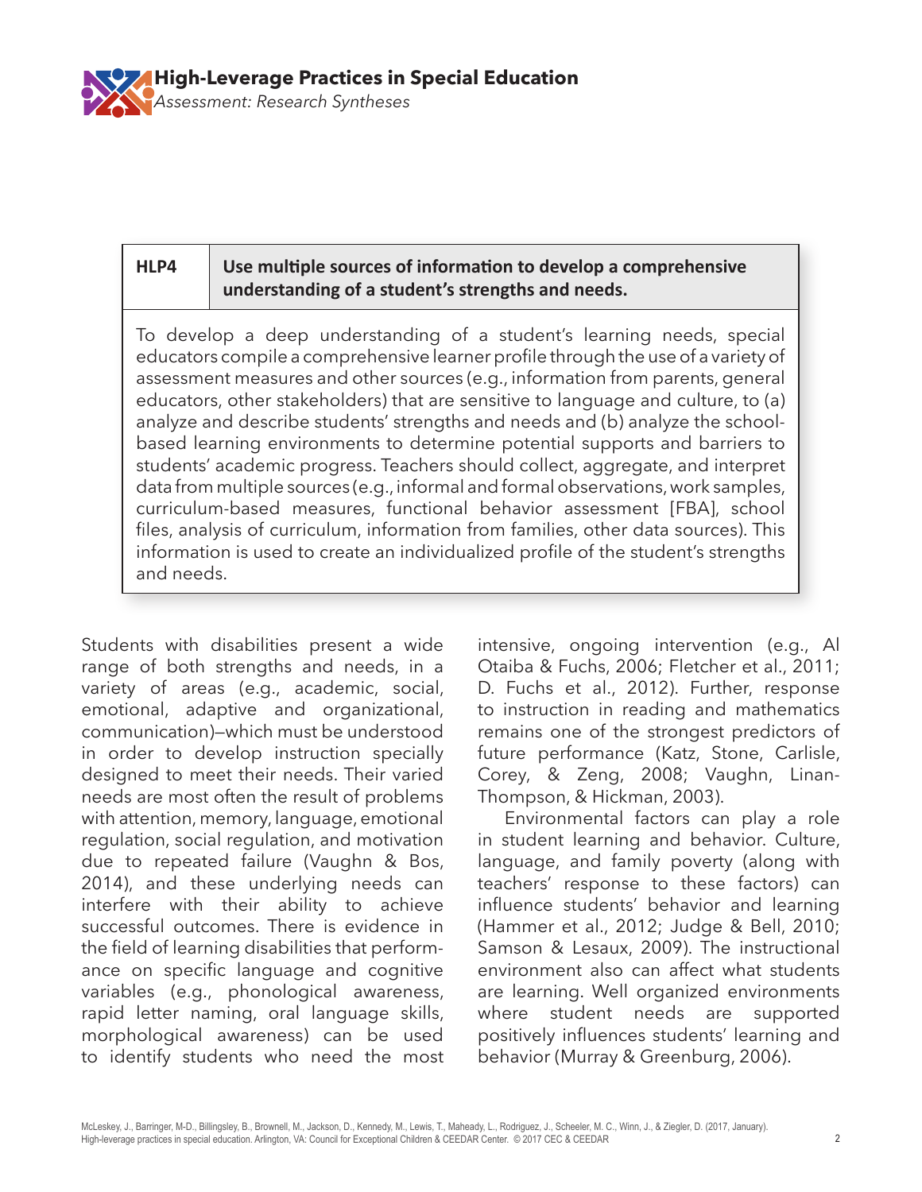| HLP4 | Use multiple sources of information to develop a comprehensive understanding of a student's strengths and needs. |
|---|---|

To develop a deep understanding of a student's learning needs, special educators compile a comprehensive learner profile through the use of a variety of assessment measures and other sources (e.g., information from parents, general educators, other stakeholders) that are sensitive to language and culture, to (a) analyze and describe students' strengths and needs and (b) analyze the school-based learning environments to determine potential supports and barriers to students' academic progress. Teachers should collect, aggregate, and interpret data from multiple sources (e.g., informal and formal observations, work samples, curriculum-based measures, functional behavior assessment [FBA], school files, analysis of curriculum, information from families, other data sources). This information is used to create an individualized profile of the student's strengths and needs.

Students with disabilities present a wide range of both strengths and needs, in a variety of areas (e.g., academic, social, emotional, adaptive and organizational, communication)—which must be understood in order to develop instruction specially designed to meet their needs. Their varied needs are most often the result of problems with attention, memory, language, emotional regulation, social regulation, and motivation due to repeated failure (Vaughn & Bos, 2014), and these underlying needs can interfere with their ability to achieve successful outcomes. There is evidence in the field of learning disabilities that performance on specific language and cognitive variables (e.g., phonological awareness, rapid letter naming, oral language skills, morphological awareness) can be used to identify students who need the most intensive, ongoing intervention (e.g., Al Otaiba & Fuchs, 2006; Fletcher et al., 2011; D. Fuchs et al., 2012). Further, response to instruction in reading and mathematics remains one of the strongest predictors of future performance (Katz, Stone, Carlisle, Corey, & Zeng, 2008; Vaughn, Linan-Thompson, & Hickman, 2003).

Environmental factors can play a role in student learning and behavior. Culture, language, and family poverty (along with teachers' response to these factors) can influence students' behavior and learning (Hammer et al., 2012; Judge & Bell, 2010; Samson & Lesaux, 2009). The instructional environment also can affect what students are learning. Well organized environments where student needs are supported positively influences students' learning and behavior (Murray & Greenburg, 2006).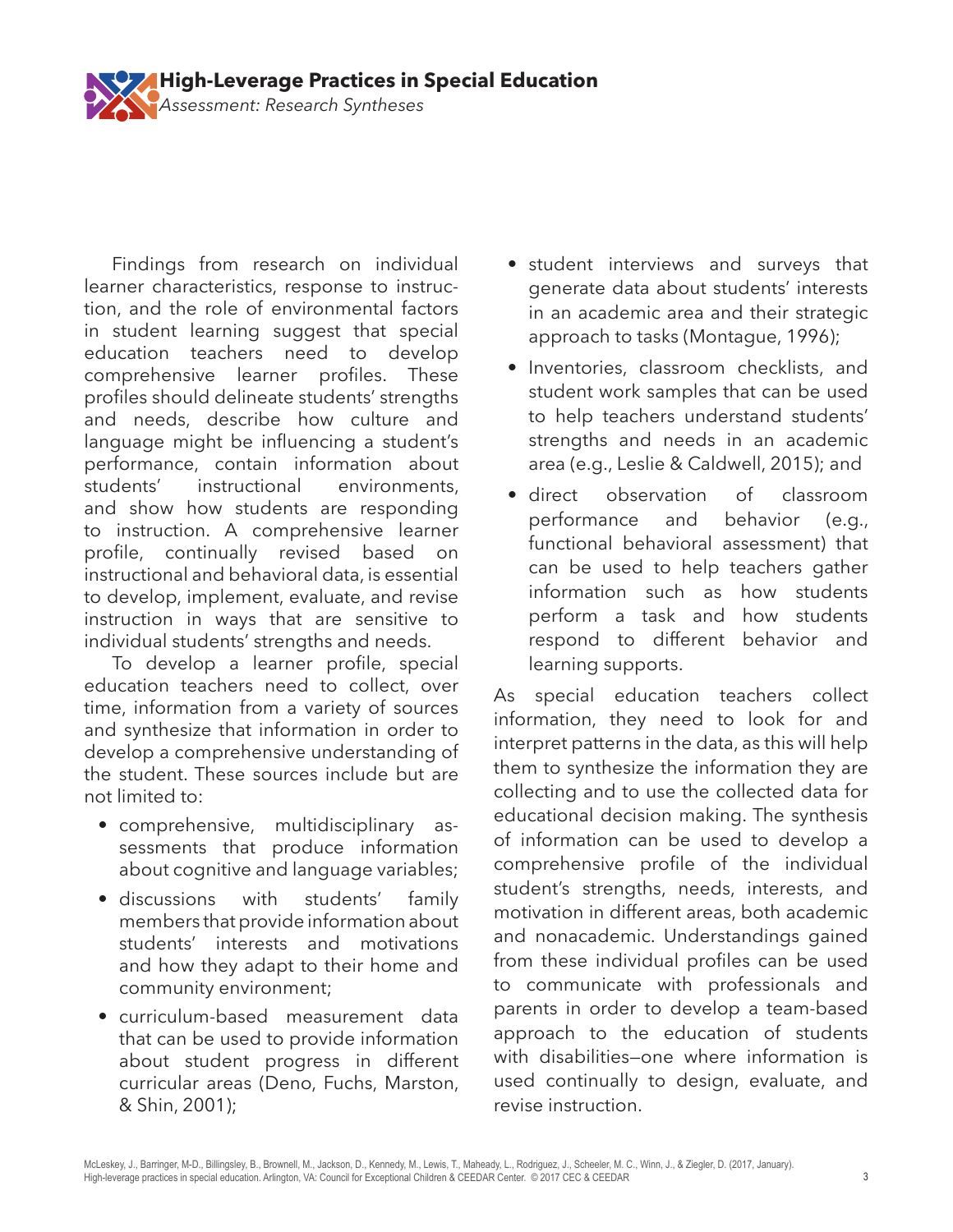Findings from research on individual learner characteristics, response to instruction, and the role of environmental factors in student learning suggest that special education teachers need to develop comprehensive learner profiles. These profiles should delineate students' strengths and needs, describe how culture and language might be influencing a student's performance, contain information about students' instructional environments, and show how students are responding to instruction. A comprehensive learner profile, continually revised based on instructional and behavioral data, is essential to develop, implement, evaluate, and revise instruction in ways that are sensitive to individual students' strengths and needs.

To develop a learner profile, special education teachers need to collect, over time, information from a variety of sources and synthesize that information in order to develop a comprehensive understanding of the student. These sources include but are not limited to:

- comprehensive, multidisciplinary assessments that produce information about cognitive and language variables;
- discussions with students' family members that provide information about students' interests and motivations and how they adapt to their home and community environment;
- curriculum-based measurement data that can be used to provide information about student progress in different curricular areas (Deno, Fuchs, Marston, & Shin, 2001);
- student interviews and surveys that generate data about students' interests in an academic area and their strategic approach to tasks (Montague, 1996);
- Inventories, classroom checklists, and student work samples that can be used to help teachers understand students' strengths and needs in an academic area (e.g., Leslie & Caldwell, 2015); and
- direct observation of classroom performance and behavior (e.g., functional behavioral assessment) that can be used to help teachers gather information such as how students perform a task and how students respond to different behavior and learning supports.

As special education teachers collect information, they need to look for and interpret patterns in the data, as this will help them to synthesize the information they are collecting and to use the collected data for educational decision making. The synthesis of information can be used to develop a comprehensive profile of the individual student's strengths, needs, interests, and motivation in different areas, both academic and nonacademic. Understandings gained from these individual profiles can be used to communicate with professionals and parents in order to develop a team-based approach to the education of students with disabilities—one where information is used continually to design, evaluate, and revise instruction.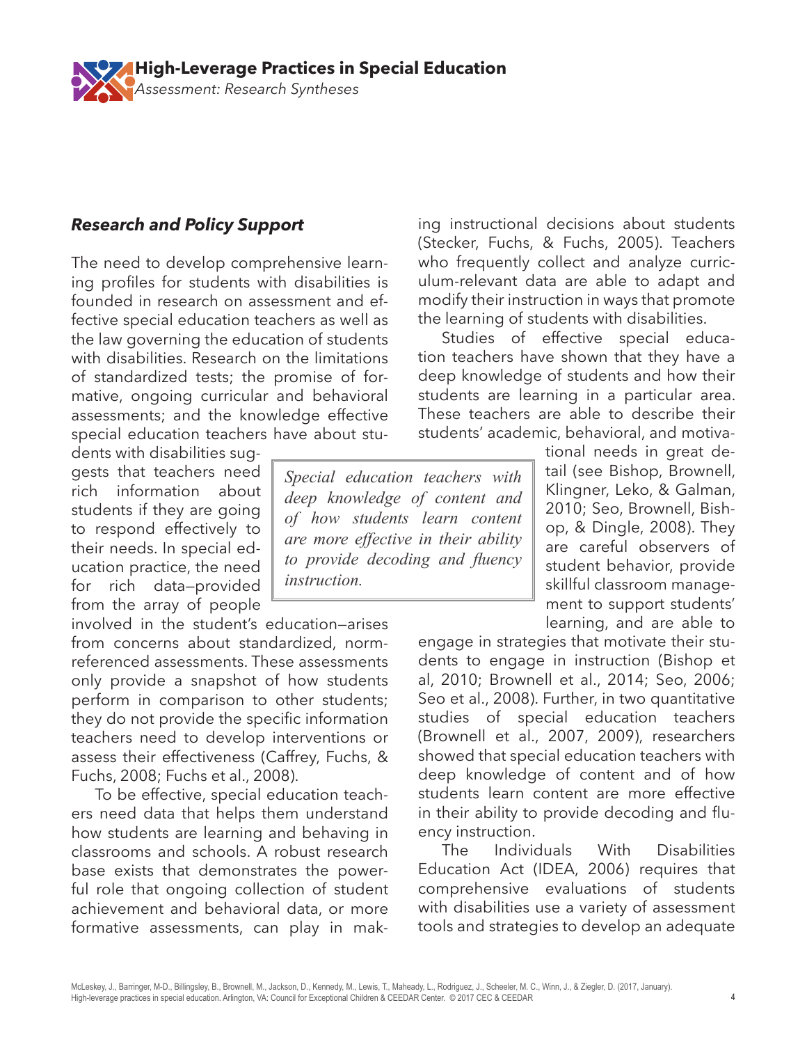### *Research and Policy Support*

The need to develop comprehensive learning profiles for students with disabilities is founded in research on assessment and effective special education teachers as well as the law governing the education of students with disabilities. Research on the limitations of standardized tests; the promise of formative, ongoing curricular and behavioral assessments; and the knowledge effective special education teachers have about students with disabilities suggests that teachers need rich information about students if they are going to respond effectively to their needs. In special education practice, the need for rich data—provided from the array of people involved in the student's education—arises from concerns about standardized, norm-referenced assessments. These assessments only provide a snapshot of how students perform in comparison to other students; they do not provide the specific information teachers need to develop interventions or assess their effectiveness (Caffrey, Fuchs, & Fuchs, 2008; Fuchs et al., 2008).

To be effective, special education teachers need data that helps them understand how students are learning and behaving in classrooms and schools. A robust research base exists that demonstrates the powerful role that ongoing collection of student achievement and behavioral data, or more formative assessments, can play in making instructional decisions about students (Stecker, Fuchs, & Fuchs, 2005). Teachers who frequently collect and analyze curriculum-relevant data are able to adapt and modify their instruction in ways that promote the learning of students with disabilities.

Studies of effective special education teachers have shown that they have a deep knowledge of students and how their students are learning in a particular area. These teachers are able to describe their students' academic, behavioral, and motivational needs in great detail (see Bishop, Brownell, Klingner, Leko, & Galman, 2010; Seo, Brownell, Bishop, & Dingle, 2008). They are careful observers of student behavior, provide skillful classroom management to support students' learning, and are able to engage in strategies that motivate their students to engage in instruction (Bishop et al, 2010; Brownell et al., 2014; Seo, 2006; Seo et al., 2008). Further, in two quantitative studies of special education teachers (Brownell et al., 2007, 2009), researchers showed that special education teachers with deep knowledge of content and of how students learn content are more effective in their ability to provide decoding and fluency instruction.

> *Special education teachers with deep knowledge of content and of how students learn content are more effective in their ability to provide decoding and fluency instruction.*

The Individuals With Disabilities Education Act (IDEA, 2006) requires that comprehensive evaluations of students with disabilities use a variety of assessment tools and strategies to develop an adequate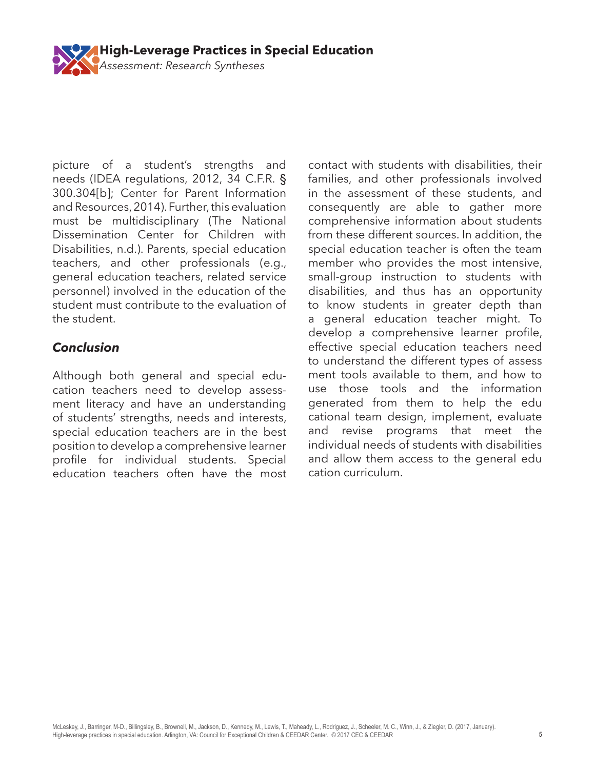picture of a student's strengths and needs (IDEA regulations, 2012, 34 C.F.R. § 300.304[b]; Center for Parent Information and Resources, 2014). Further, this evaluation must be multidisciplinary (The National Dissemination Center for Children with Disabilities, n.d.). Parents, special education teachers, and other professionals (e.g., general education teachers, related service personnel) involved in the education of the student must contribute to the evaluation of the student.

### *Conclusion*

Although both general and special education teachers need to develop assessment literacy and have an understanding of students' strengths, needs and interests, special education teachers are in the best position to develop a comprehensive learner profile for individual students. Special education teachers often have the most contact with students with disabilities, their families, and other professionals involved in the assessment of these students, and consequently are able to gather more comprehensive information about students from these different sources. In addition, the special education teacher is often the team member who provides the most intensive, small-group instruction to students with disabilities, and thus has an opportunity to know students in greater depth than a general education teacher might. To develop a comprehensive learner profile, effective special education teachers need to understand the different types of assessment tools available to them, and how to use those tools and the information generated from them to help the educational team design, implement, evaluate and revise programs that meet the individual needs of students with disabilities and allow them access to the general education curriculum.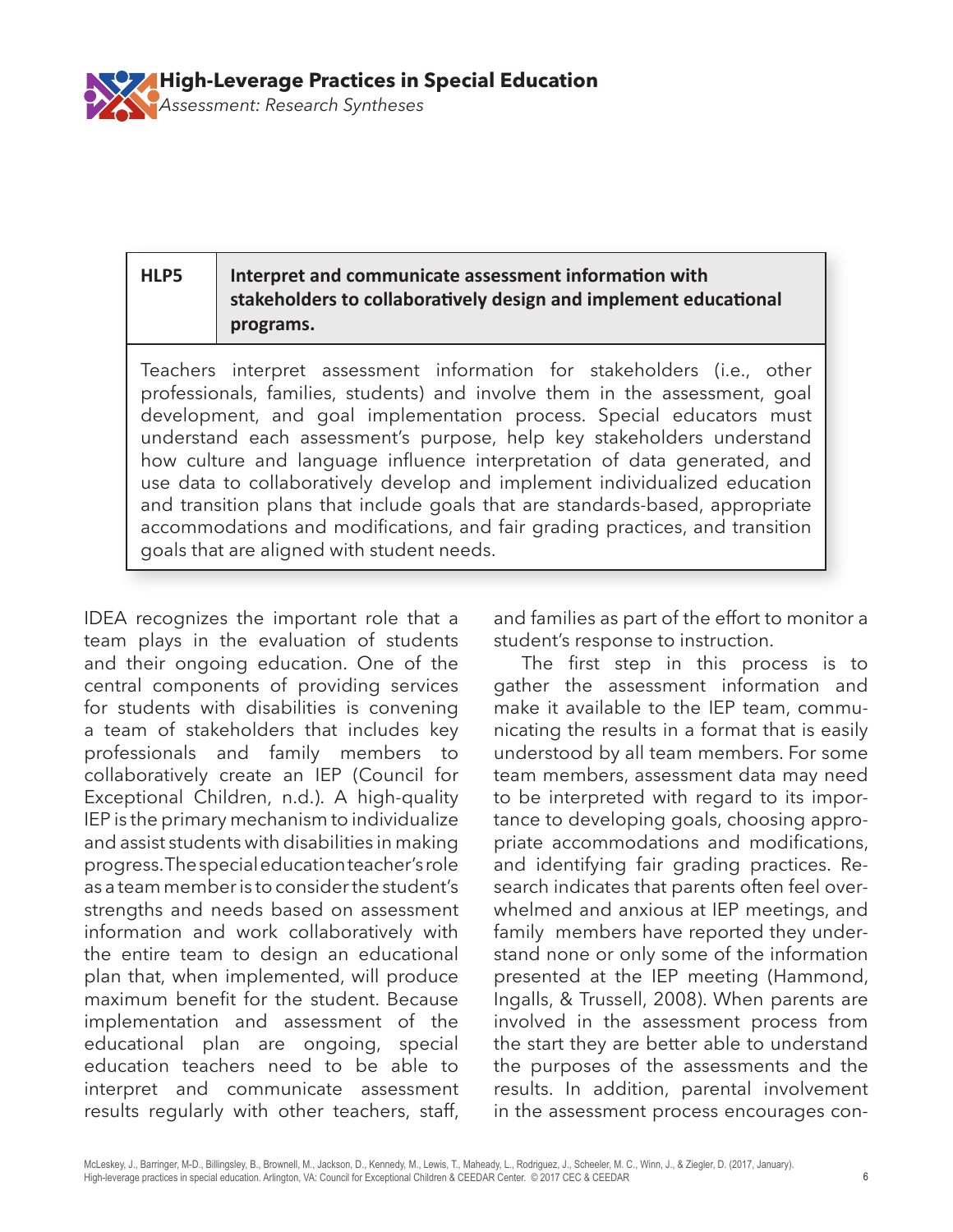| HLP5 | Interpret and communicate assessment information with stakeholders to collaboratively design and implement educational programs. |
|---|---|

Teachers interpret assessment information for stakeholders (i.e., other professionals, families, students) and involve them in the assessment, goal development, and goal implementation process. Special educators must understand each assessment's purpose, help key stakeholders understand how culture and language influence interpretation of data generated, and use data to collaboratively develop and implement individualized education and transition plans that include goals that are standards-based, appropriate accommodations and modifications, and fair grading practices, and transition goals that are aligned with student needs.

IDEA recognizes the important role that a team plays in the evaluation of students and their ongoing education. One of the central components of providing services for students with disabilities is convening a team of stakeholders that includes key professionals and family members to collaboratively create an IEP (Council for Exceptional Children, n.d.). A high-quality IEP is the primary mechanism to individualize and assist students with disabilities in making progress. The special education teacher's role as a team member is to consider the student's strengths and needs based on assessment information and work collaboratively with the entire team to design an educational plan that, when implemented, will produce maximum benefit for the student. Because implementation and assessment of the educational plan are ongoing, special education teachers need to be able to interpret and communicate assessment results regularly with other teachers, staff, and families as part of the effort to monitor a student's response to instruction.

The first step in this process is to gather the assessment information and make it available to the IEP team, communicating the results in a format that is easily understood by all team members. For some team members, assessment data may need to be interpreted with regard to its importance to developing goals, choosing appropriate accommodations and modifications, and identifying fair grading practices. Research indicates that parents often feel overwhelmed and anxious at IEP meetings, and family members have reported they understand none or only some of the information presented at the IEP meeting (Hammond, Ingalls, & Trussell, 2008). When parents are involved in the assessment process from the start they are better able to understand the purposes of the assessments and the results. In addition, parental involvement in the assessment process encourages con-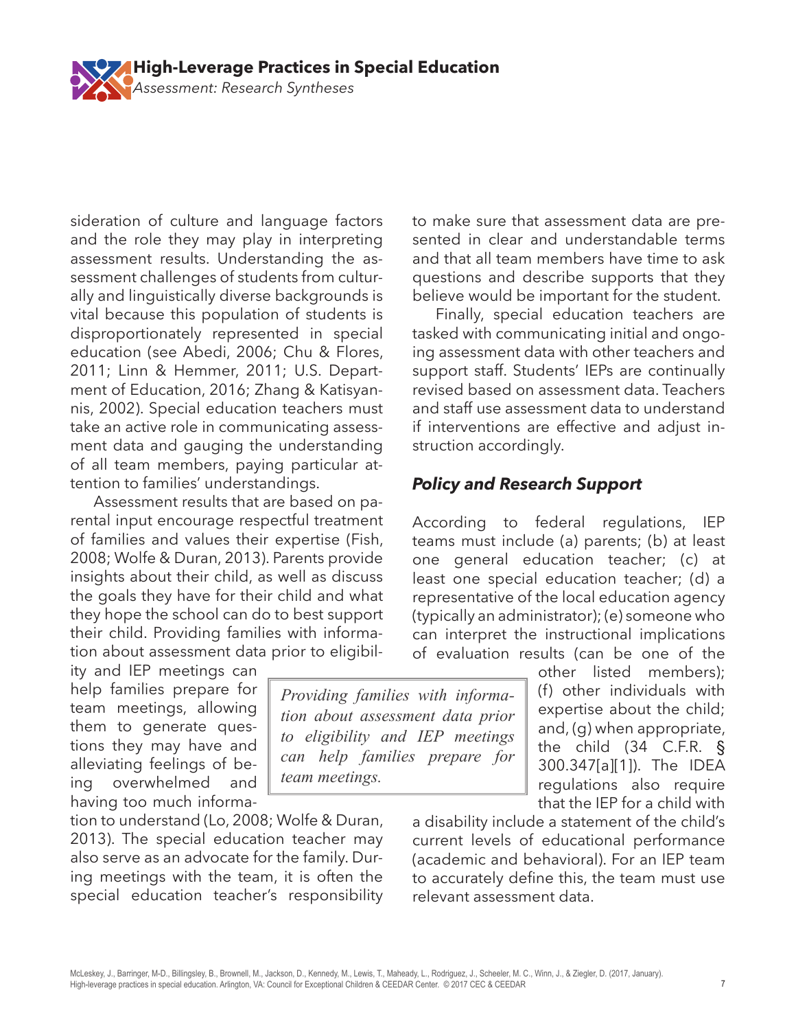sideration of culture and language factors and the role they may play in interpreting assessment results. Understanding the assessment challenges of students from culturally and linguistically diverse backgrounds is vital because this population of students is disproportionately represented in special education (see Abedi, 2006; Chu & Flores, 2011; Linn & Hemmer, 2011; U.S. Department of Education, 2016; Zhang & Katisyannis, 2002). Special education teachers must take an active role in communicating assessment data and gauging the understanding of all team members, paying particular attention to families' understandings.

Assessment results that are based on parental input encourage respectful treatment of families and values their expertise (Fish, 2008; Wolfe & Duran, 2013). Parents provide insights about their child, as well as discuss the goals they have for their child and what they hope the school can do to best support their child. Providing families with information about assessment data prior to eligibility and IEP meetings can help families prepare for team meetings, allowing them to generate questions they may have and alleviating feelings of being overwhelmed and having too much information to understand (Lo, 2008; Wolfe & Duran, 2013). The special education teacher may also serve as an advocate for the family. During meetings with the team, it is often the special education teacher's responsibility to make sure that assessment data are presented in clear and understandable terms and that all team members have time to ask questions and describe supports that they believe would be important for the student.

> *Providing families with information about assessment data prior to eligibility and IEP meetings can help families prepare for team meetings.*

Finally, special education teachers are tasked with communicating initial and ongoing assessment data with other teachers and support staff. Students' IEPs are continually revised based on assessment data. Teachers and staff use assessment data to understand if interventions are effective and adjust instruction accordingly.

### *Policy and Research Support*

According to federal regulations, IEP teams must include (a) parents; (b) at least one general education teacher; (c) at least one special education teacher; (d) a representative of the local education agency (typically an administrator); (e) someone who can interpret the instructional implications of evaluation results (can be one of the other listed members); (f) other individuals with expertise about the child; and, (g) when appropriate, the child (34 C.F.R. § 300.347[a][1]). The IDEA regulations also require that the IEP for a child with a disability include a statement of the child's current levels of educational performance (academic and behavioral). For an IEP team to accurately define this, the team must use relevant assessment data.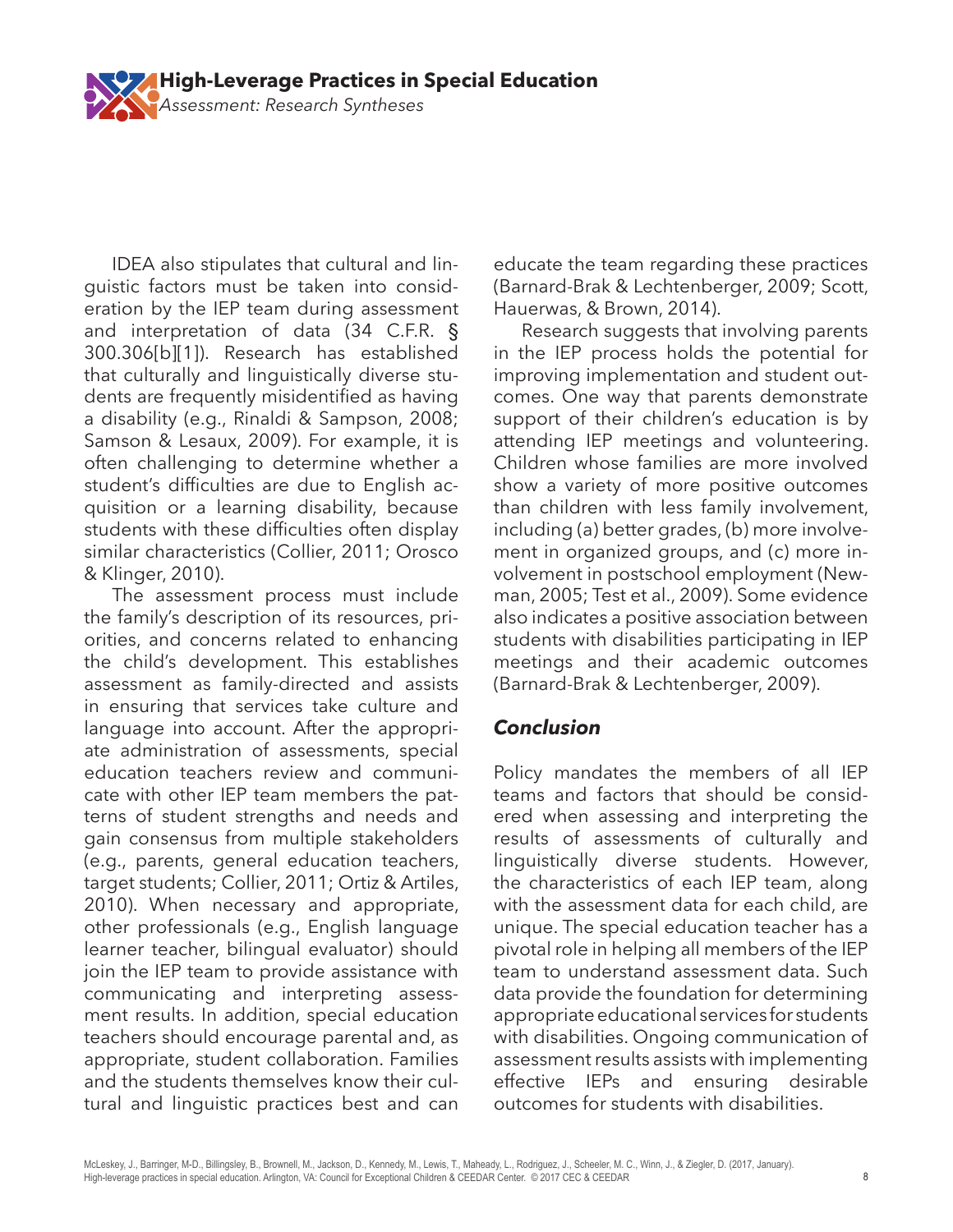IDEA also stipulates that cultural and linguistic factors must be taken into consideration by the IEP team during assessment and interpretation of data (34 C.F.R. § 300.306[b][1]). Research has established that culturally and linguistically diverse students are frequently misidentified as having a disability (e.g., Rinaldi & Sampson, 2008; Samson & Lesaux, 2009). For example, it is often challenging to determine whether a student's difficulties are due to English acquisition or a learning disability, because students with these difficulties often display similar characteristics (Collier, 2011; Orosco & Klinger, 2010).

The assessment process must include the family's description of its resources, priorities, and concerns related to enhancing the child's development. This establishes assessment as family-directed and assists in ensuring that services take culture and language into account. After the appropriate administration of assessments, special education teachers review and communicate with other IEP team members the patterns of student strengths and needs and gain consensus from multiple stakeholders (e.g., parents, general education teachers, target students; Collier, 2011; Ortiz & Artiles, 2010). When necessary and appropriate, other professionals (e.g., English language learner teacher, bilingual evaluator) should join the IEP team to provide assistance with communicating and interpreting assessment results. In addition, special education teachers should encourage parental and, as appropriate, student collaboration. Families and the students themselves know their cultural and linguistic practices best and can educate the team regarding these practices (Barnard-Brak & Lechtenberger, 2009; Scott, Hauerwas, & Brown, 2014).

Research suggests that involving parents in the IEP process holds the potential for improving implementation and student outcomes. One way that parents demonstrate support of their children's education is by attending IEP meetings and volunteering. Children whose families are more involved show a variety of more positive outcomes than children with less family involvement, including (a) better grades, (b) more involvement in organized groups, and (c) more involvement in postschool employment (Newman, 2005; Test et al., 2009). Some evidence also indicates a positive association between students with disabilities participating in IEP meetings and their academic outcomes (Barnard-Brak & Lechtenberger, 2009).

### *Conclusion*

Policy mandates the members of all IEP teams and factors that should be considered when assessing and interpreting the results of assessments of culturally and linguistically diverse students. However, the characteristics of each IEP team, along with the assessment data for each child, are unique. The special education teacher has a pivotal role in helping all members of the IEP team to understand assessment data. Such data provide the foundation for determining appropriate educational services for students with disabilities. Ongoing communication of assessment results assists with implementing effective IEPs and ensuring desirable outcomes for students with disabilities.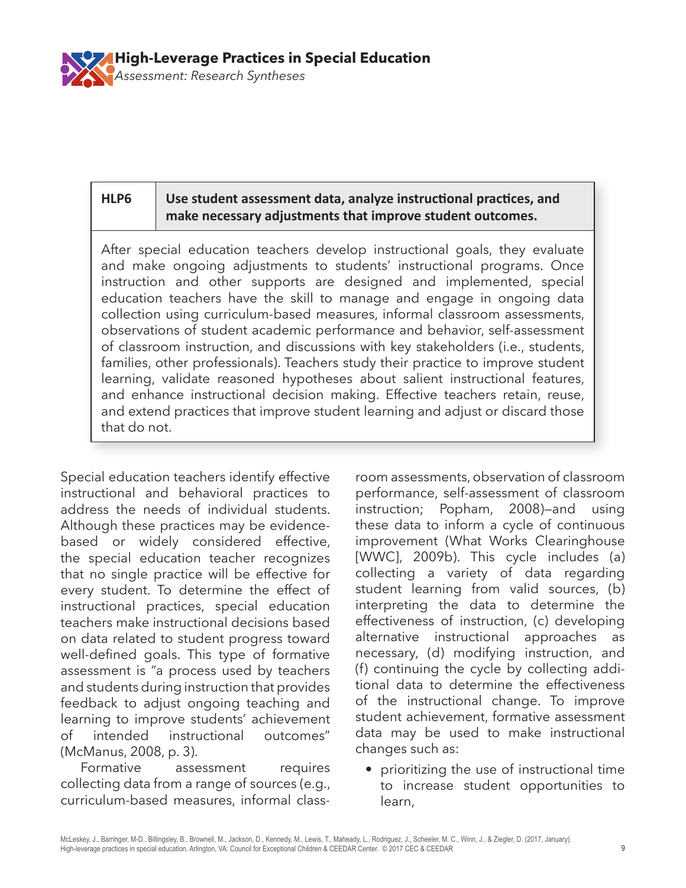| HLP6 | Use student assessment data, analyze instructional practices, and make necessary adjustments that improve student outcomes. |
|---|---|

After special education teachers develop instructional goals, they evaluate and make ongoing adjustments to students' instructional programs. Once instruction and other supports are designed and implemented, special education teachers have the skill to manage and engage in ongoing data collection using curriculum-based measures, informal classroom assessments, observations of student academic performance and behavior, self-assessment of classroom instruction, and discussions with key stakeholders (i.e., students, families, other professionals). Teachers study their practice to improve student learning, validate reasoned hypotheses about salient instructional features, and enhance instructional decision making. Effective teachers retain, reuse, and extend practices that improve student learning and adjust or discard those that do not.

Special education teachers identify effective instructional and behavioral practices to address the needs of individual students. Although these practices may be evidence-based or widely considered effective, the special education teacher recognizes that no single practice will be effective for every student. To determine the effect of instructional practices, special education teachers make instructional decisions based on data related to student progress toward well-defined goals. This type of formative assessment is "a process used by teachers and students during instruction that provides feedback to adjust ongoing teaching and learning to improve students' achievement of intended instructional outcomes" (McManus, 2008, p. 3).

Formative assessment requires collecting data from a range of sources (e.g., curriculum-based measures, informal classroom assessments, observation of classroom performance, self-assessment of classroom instruction; Popham, 2008)—and using these data to inform a cycle of continuous improvement (What Works Clearinghouse [WWC], 2009b). This cycle includes (a) collecting a variety of data regarding student learning from valid sources, (b) interpreting the data to determine the effectiveness of instruction, (c) developing alternative instructional approaches as necessary, (d) modifying instruction, and (f) continuing the cycle by collecting additional data to determine the effectiveness of the instructional change. To improve student achievement, formative assessment data may be used to make instructional changes such as:

- prioritizing the use of instructional time to increase student opportunities to learn,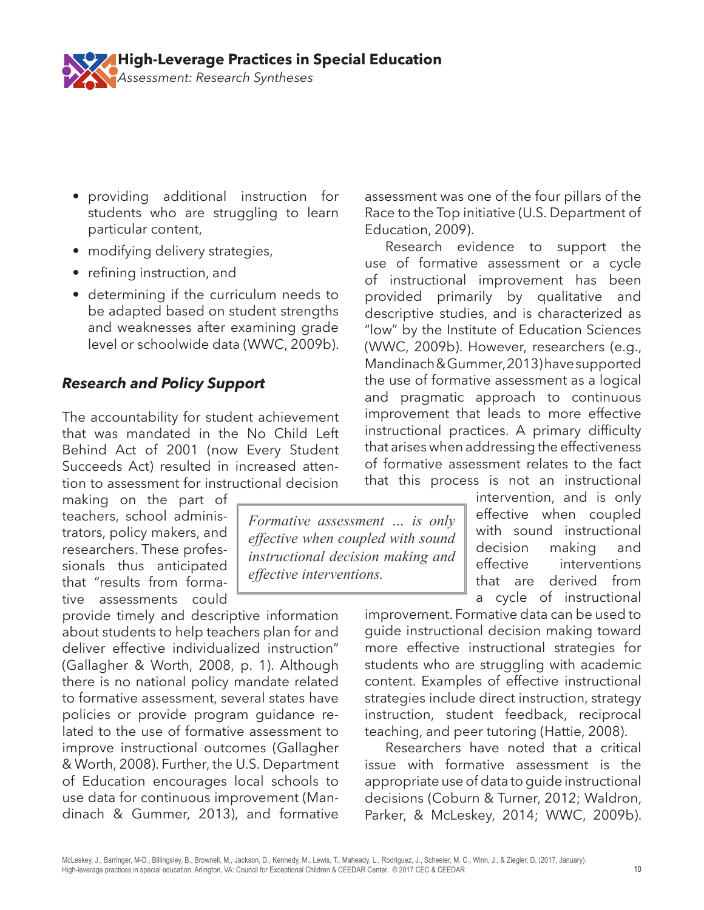- providing additional instruction for students who are struggling to learn particular content,
- modifying delivery strategies,
- refining instruction, and
- determining if the curriculum needs to be adapted based on student strengths and weaknesses after examining grade level or schoolwide data (WWC, 2009b).

### *Research and Policy Support*

The accountability for student achievement that was mandated in the No Child Left Behind Act of 2001 (now Every Student Succeeds Act) resulted in increased attention to assessment for instructional decision making on the part of teachers, school administrators, policy makers, and researchers. These professionals thus anticipated that "results from formative assessments could provide timely and descriptive information about students to help teachers plan for and deliver effective individualized instruction" (Gallagher & Worth, 2008, p. 1). Although there is no national policy mandate related to formative assessment, several states have policies or provide program guidance related to the use of formative assessment to improve instructional outcomes (Gallagher & Worth, 2008). Further, the U.S. Department of Education encourages local schools to use data for continuous improvement (Mandinach & Gummer, 2013), and formative assessment was one of the four pillars of the Race to the Top initiative (U.S. Department of Education, 2009).

Research evidence to support the use of formative assessment or a cycle of instructional improvement has been provided primarily by qualitative and descriptive studies, and is characterized as "low" by the Institute of Education Sciences (WWC, 2009b). However, researchers (e.g., Mandinach & Gummer, 2013) have supported the use of formative assessment as a logical and pragmatic approach to continuous improvement that leads to more effective instructional practices. A primary difficulty that arises when addressing the effectiveness of formative assessment relates to the fact that this process is not an instructional intervention, and is only effective when coupled with sound instructional decision making and effective interventions that are derived from a cycle of instructional improvement. Formative data can be used to guide instructional decision making toward more effective instructional strategies for students who are struggling with academic content. Examples of effective instructional strategies include direct instruction, strategy instruction, student feedback, reciprocal teaching, and peer tutoring (Hattie, 2008).

> *Formative assessment ... is only effective when coupled with sound instructional decision making and effective interventions.*

Researchers have noted that a critical issue with formative assessment is the appropriate use of data to guide instructional decisions (Coburn & Turner, 2012; Waldron, Parker, & McLeskey, 2014; WWC, 2009b).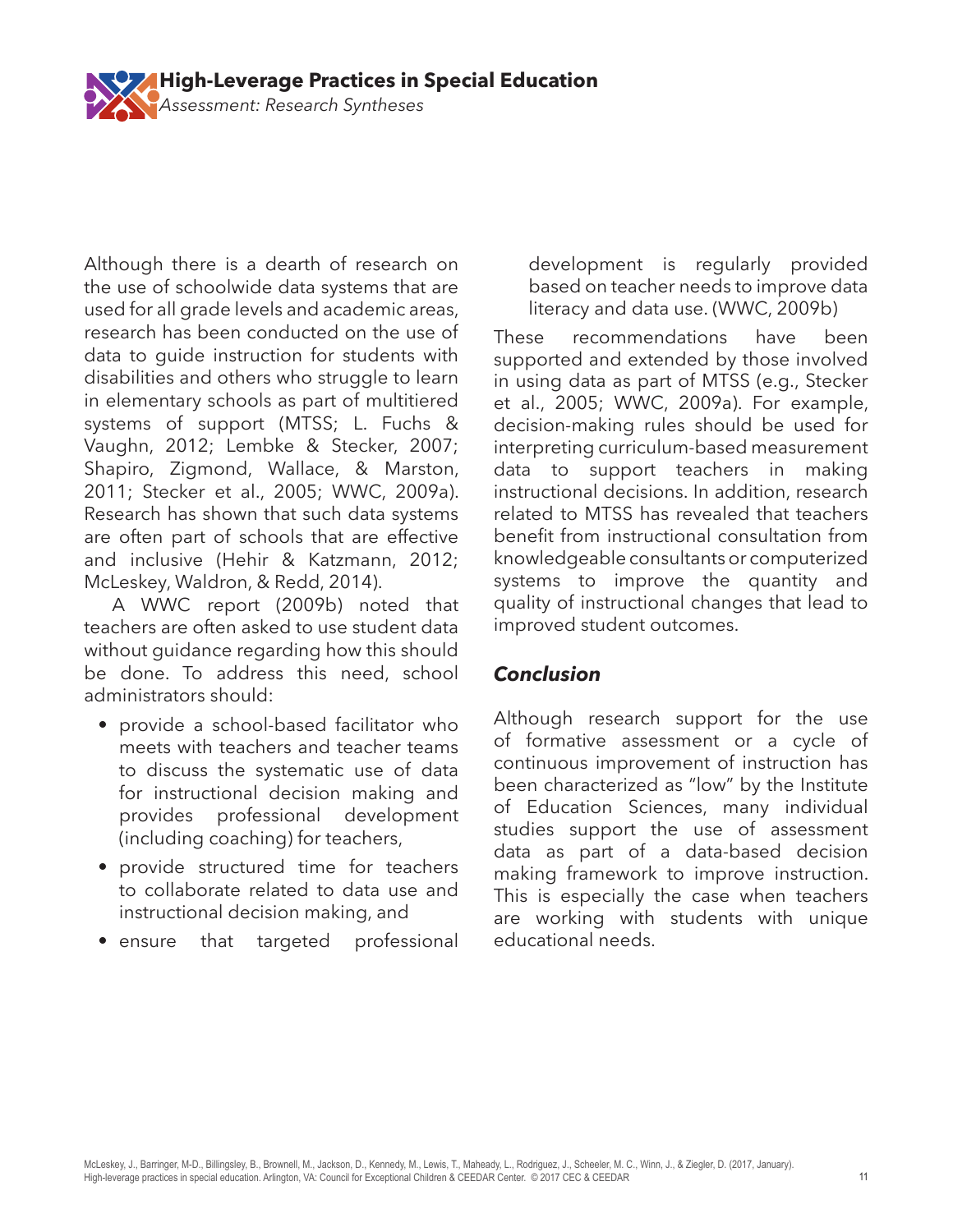Although there is a dearth of research on the use of schoolwide data systems that are used for all grade levels and academic areas, research has been conducted on the use of data to guide instruction for students with disabilities and others who struggle to learn in elementary schools as part of multitiered systems of support (MTSS; L. Fuchs & Vaughn, 2012; Lembke & Stecker, 2007; Shapiro, Zigmond, Wallace, & Marston, 2011; Stecker et al., 2005; WWC, 2009a). Research has shown that such data systems are often part of schools that are effective and inclusive (Hehir & Katzmann, 2012; McLeskey, Waldron, & Redd, 2014).

A WWC report (2009b) noted that teachers are often asked to use student data without guidance regarding how this should be done. To address this need, school administrators should:

- provide a school-based facilitator who meets with teachers and teacher teams to discuss the systematic use of data for instructional decision making and provides professional development (including coaching) for teachers,
- provide structured time for teachers to collaborate related to data use and instructional decision making, and
- ensure that targeted professional development is regularly provided based on teacher needs to improve data literacy and data use. (WWC, 2009b)

These recommendations have been supported and extended by those involved in using data as part of MTSS (e.g., Stecker et al., 2005; WWC, 2009a). For example, decision-making rules should be used for interpreting curriculum-based measurement data to support teachers in making instructional decisions. In addition, research related to MTSS has revealed that teachers benefit from instructional consultation from knowledgeable consultants or computerized systems to improve the quantity and quality of instructional changes that lead to improved student outcomes.

### *Conclusion*

Although research support for the use of formative assessment or a cycle of continuous improvement of instruction has been characterized as "low" by the Institute of Education Sciences, many individual studies support the use of assessment data as part of a data-based decision making framework to improve instruction. This is especially the case when teachers are working with students with unique educational needs.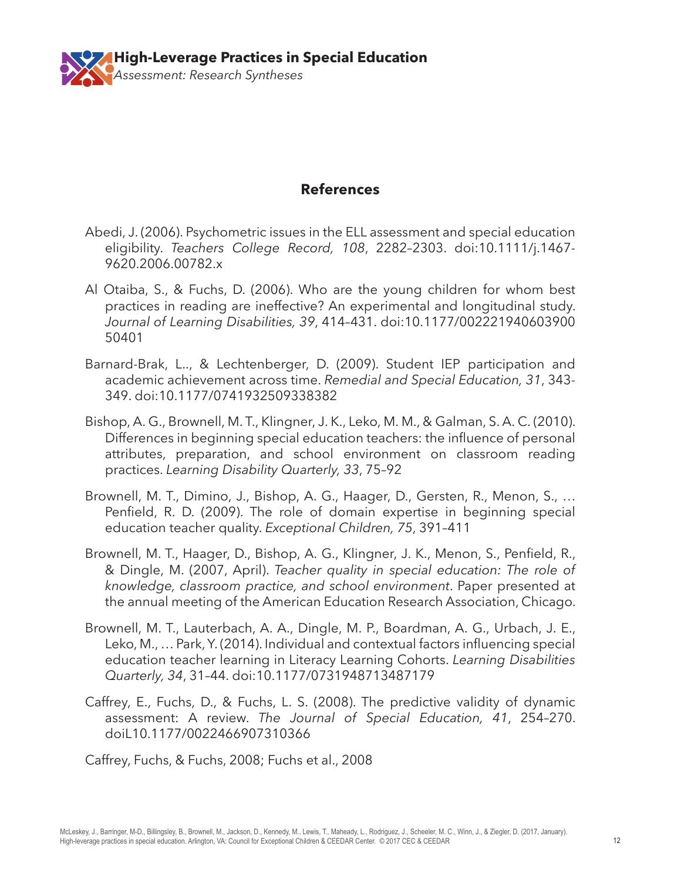## References

Abedi, J. (2006). Psychometric issues in the ELL assessment and special education eligibility. *Teachers College Record, 108*, 2282–2303. doi:10.1111/j.1467-9620.2006.00782.x

Al Otaiba, S., & Fuchs, D. (2006). Who are the young children for whom best practices in reading are ineffective? An experimental and longitudinal study. *Journal of Learning Disabilities, 39*, 414–431. doi:10.1177/00222194060390050401

Barnard-Brak, L.., & Lechtenberger, D. (2009). Student IEP participation and academic achievement across time. *Remedial and Special Education, 31*, 343-349. doi:10.1177/0741932509338382

Bishop, A. G., Brownell, M. T., Klingner, J. K., Leko, M. M., & Galman, S. A. C. (2010). Differences in beginning special education teachers: the influence of personal attributes, preparation, and school environment on classroom reading practices. *Learning Disability Quarterly, 33*, 75–92

Brownell, M. T., Dimino, J., Bishop, A. G., Haager, D., Gersten, R., Menon, S., … Penfield, R. D. (2009). The role of domain expertise in beginning special education teacher quality. *Exceptional Children, 75*, 391–411

Brownell, M. T., Haager, D., Bishop, A. G., Klingner, J. K., Menon, S., Penfield, R., & Dingle, M. (2007, April). *Teacher quality in special education: The role of knowledge, classroom practice, and school environment*. Paper presented at the annual meeting of the American Education Research Association, Chicago.

Brownell, M. T., Lauterbach, A. A., Dingle, M. P., Boardman, A. G., Urbach, J. E., Leko, M., … Park, Y. (2014). Individual and contextual factors influencing special education teacher learning in Literacy Learning Cohorts. *Learning Disabilities Quarterly, 34*, 31–44. doi:10.1177/0731948713487179

Caffrey, E., Fuchs, D., & Fuchs, L. S. (2008). The predictive validity of dynamic assessment: A review. *The Journal of Special Education, 41*, 254–270. doiL10.1177/0022466907310366

Caffrey, Fuchs, & Fuchs, 2008; Fuchs et al., 2008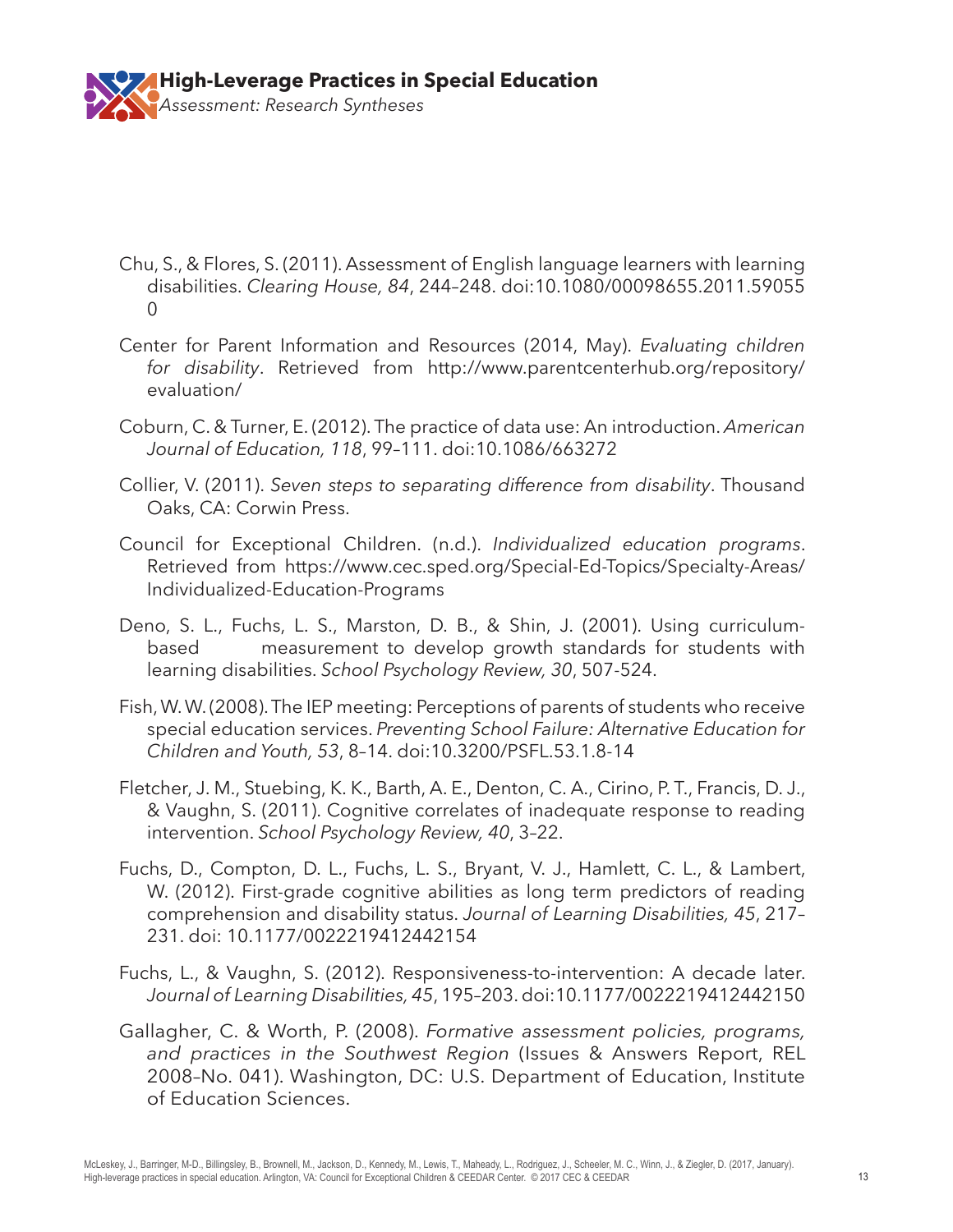Chu, S., & Flores, S. (2011). Assessment of English language learners with learning disabilities. *Clearing House, 84*, 244–248. doi:10.1080/00098655.2011.590550

Center for Parent Information and Resources (2014, May). *Evaluating children for disability*. Retrieved from http://www.parentcenterhub.org/repository/evaluation/

Coburn, C. & Turner, E. (2012). The practice of data use: An introduction. *American Journal of Education, 118*, 99–111. doi:10.1086/663272

Collier, V. (2011). *Seven steps to separating difference from disability*. Thousand Oaks, CA: Corwin Press.

Council for Exceptional Children. (n.d.). *Individualized education programs*. Retrieved from https://www.cec.sped.org/Special-Ed-Topics/Specialty-Areas/Individualized-Education-Programs

Deno, S. L., Fuchs, L. S., Marston, D. B., & Shin, J. (2001). Using curriculum-based measurement to develop growth standards for students with learning disabilities. *School Psychology Review, 30*, 507-524.

Fish, W. W. (2008). The IEP meeting: Perceptions of parents of students who receive special education services. *Preventing School Failure: Alternative Education for Children and Youth, 53*, 8–14. doi:10.3200/PSFL.53.1.8-14

Fletcher, J. M., Stuebing, K. K., Barth, A. E., Denton, C. A., Cirino, P. T., Francis, D. J., & Vaughn, S. (2011). Cognitive correlates of inadequate response to reading intervention. *School Psychology Review, 40*, 3–22.

Fuchs, D., Compton, D. L., Fuchs, L. S., Bryant, V. J., Hamlett, C. L., & Lambert, W. (2012). First-grade cognitive abilities as long term predictors of reading comprehension and disability status. *Journal of Learning Disabilities, 45*, 217–231. doi: 10.1177/0022219412442154

Fuchs, L., & Vaughn, S. (2012). Responsiveness-to-intervention: A decade later. *Journal of Learning Disabilities, 45*, 195–203. doi:10.1177/0022219412442150

Gallagher, C. & Worth, P. (2008). *Formative assessment policies, programs, and practices in the Southwest Region* (Issues & Answers Report, REL 2008–No. 041). Washington, DC: U.S. Department of Education, Institute of Education Sciences.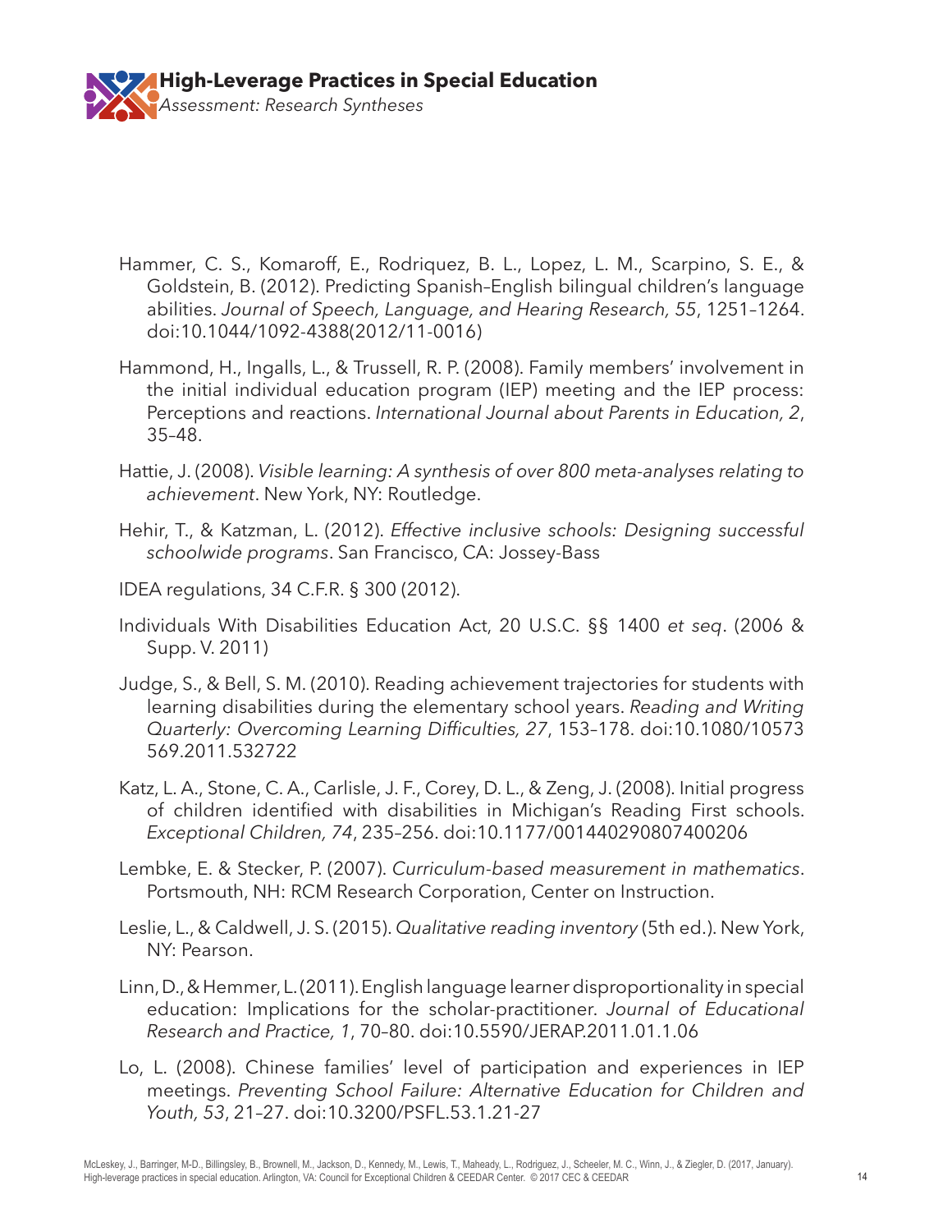Hammer, C. S., Komaroff, E., Rodriquez, B. L., Lopez, L. M., Scarpino, S. E., & Goldstein, B. (2012). Predicting Spanish–English bilingual children's language abilities. *Journal of Speech, Language, and Hearing Research, 55*, 1251–1264. doi:10.1044/1092-4388(2012/11-0016)

Hammond, H., Ingalls, L., & Trussell, R. P. (2008). Family members' involvement in the initial individual education program (IEP) meeting and the IEP process: Perceptions and reactions. *International Journal about Parents in Education, 2*, 35–48.

Hattie, J. (2008). *Visible learning: A synthesis of over 800 meta-analyses relating to achievement*. New York, NY: Routledge.

Hehir, T., & Katzman, L. (2012). *Effective inclusive schools: Designing successful schoolwide programs*. San Francisco, CA: Jossey-Bass

IDEA regulations, 34 C.F.R. § 300 (2012).

Individuals With Disabilities Education Act, 20 U.S.C. §§ 1400 *et seq*. (2006 & Supp. V. 2011)

Judge, S., & Bell, S. M. (2010). Reading achievement trajectories for students with learning disabilities during the elementary school years. *Reading and Writing Quarterly: Overcoming Learning Difficulties, 27*, 153–178. doi:10.1080/10573569.2011.532722

Katz, L. A., Stone, C. A., Carlisle, J. F., Corey, D. L., & Zeng, J. (2008). Initial progress of children identified with disabilities in Michigan's Reading First schools. *Exceptional Children, 74*, 235–256. doi:10.1177/001440290807400206

Lembke, E. & Stecker, P. (2007). *Curriculum-based measurement in mathematics*. Portsmouth, NH: RCM Research Corporation, Center on Instruction.

Leslie, L., & Caldwell, J. S. (2015). *Qualitative reading inventory* (5th ed.). New York, NY: Pearson.

Linn, D., & Hemmer, L. (2011). English language learner disproportionality in special education: Implications for the scholar-practitioner. *Journal of Educational Research and Practice, 1*, 70–80. doi:10.5590/JERAP.2011.01.1.06

Lo, L. (2008). Chinese families' level of participation and experiences in IEP meetings. *Preventing School Failure: Alternative Education for Children and Youth, 53*, 21–27. doi:10.3200/PSFL.53.1.21-27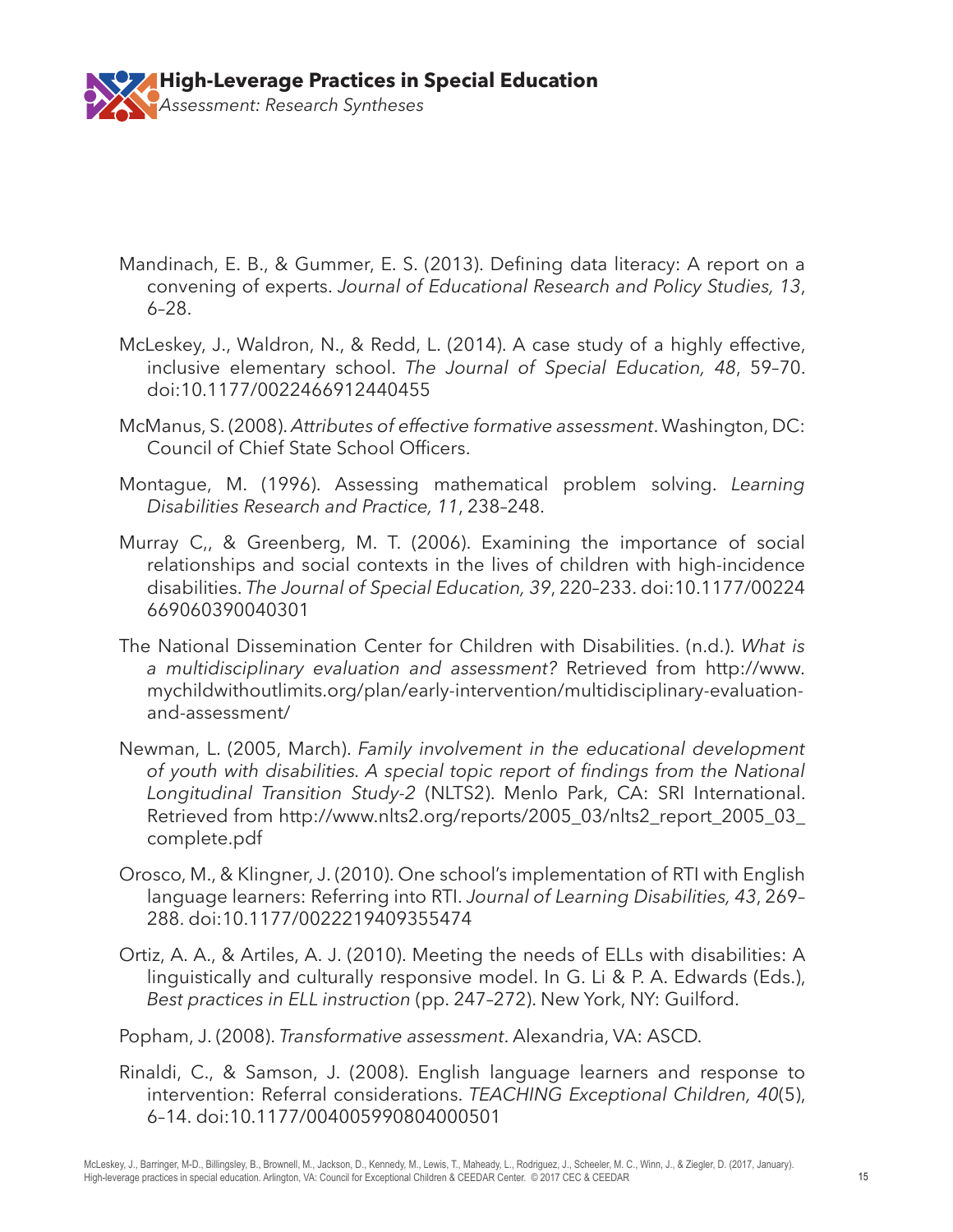Mandinach, E. B., & Gummer, E. S. (2013). Defining data literacy: A report on a convening of experts. *Journal of Educational Research and Policy Studies, 13*, 6–28.

McLeskey, J., Waldron, N., & Redd, L. (2014). A case study of a highly effective, inclusive elementary school. *The Journal of Special Education, 48*, 59–70. doi:10.1177/0022466912440455

McManus, S. (2008). *Attributes of effective formative assessment*. Washington, DC: Council of Chief State School Officers.

Montague, M. (1996). Assessing mathematical problem solving. *Learning Disabilities Research and Practice, 11*, 238–248.

Murray C,, & Greenberg, M. T. (2006). Examining the importance of social relationships and social contexts in the lives of children with high-incidence disabilities. *The Journal of Special Education, 39*, 220–233. doi:10.1177/00224669060390040301

The National Dissemination Center for Children with Disabilities. (n.d.). *What is a multidisciplinary evaluation and assessment?* Retrieved from http://www.mychildwithoutlimits.org/plan/early-intervention/multidisciplinary-evaluation-and-assessment/

Newman, L. (2005, March). *Family involvement in the educational development of youth with disabilities. A special topic report of findings from the National Longitudinal Transition Study-2* (NLTS2). Menlo Park, CA: SRI International. Retrieved from http://www.nlts2.org/reports/2005_03/nlts2_report_2005_03_complete.pdf

Orosco, M., & Klingner, J. (2010). One school's implementation of RTI with English language learners: Referring into RTI. *Journal of Learning Disabilities, 43*, 269–288. doi:10.1177/0022219409355474

Ortiz, A. A., & Artiles, A. J. (2010). Meeting the needs of ELLs with disabilities: A linguistically and culturally responsive model. In G. Li & P. A. Edwards (Eds.), *Best practices in ELL instruction* (pp. 247–272). New York, NY: Guilford.

Popham, J. (2008). *Transformative assessment*. Alexandria, VA: ASCD.

Rinaldi, C., & Samson, J. (2008). English language learners and response to intervention: Referral considerations. *TEACHING Exceptional Children, 40*(5), 6–14. doi:10.1177/004005990804000501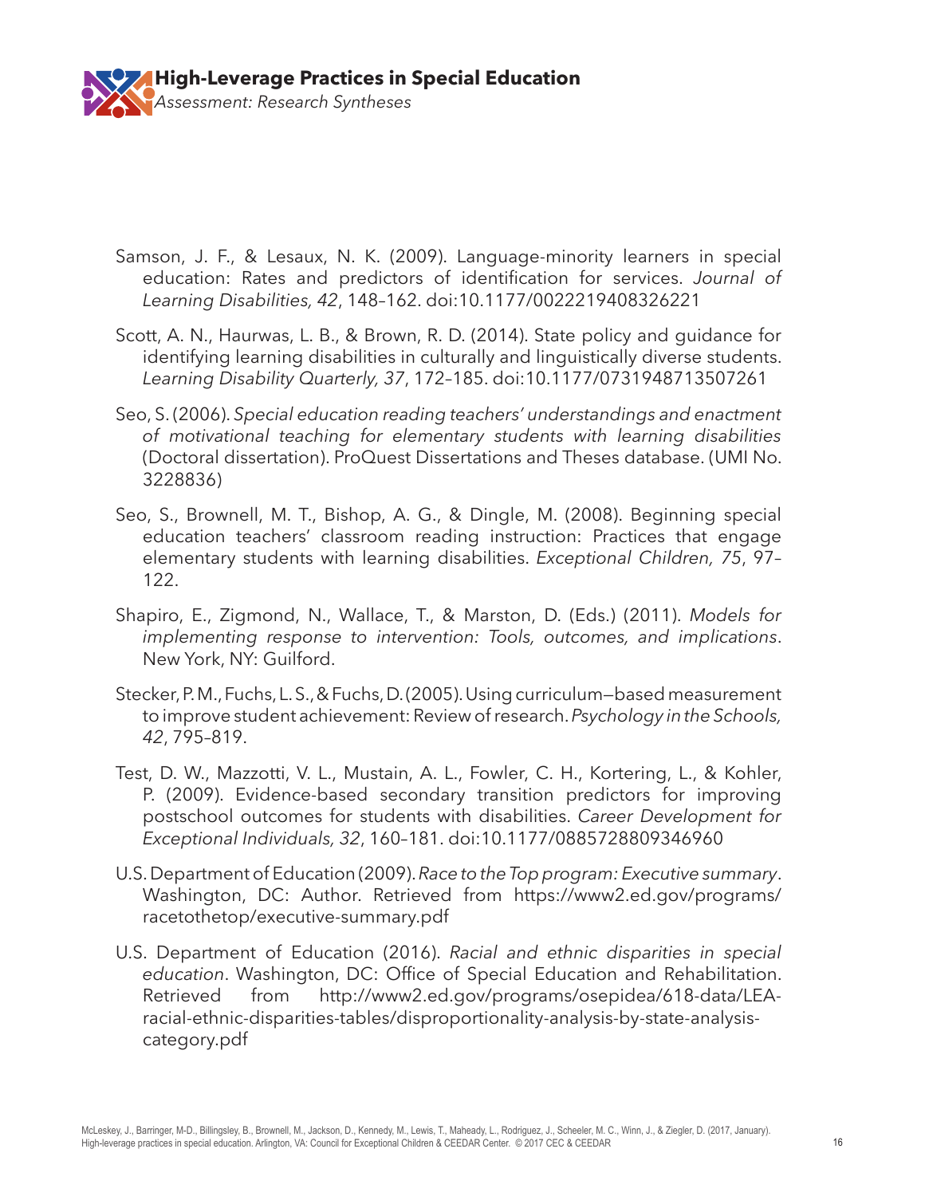Samson, J. F., & Lesaux, N. K. (2009). Language-minority learners in special education: Rates and predictors of identification for services. *Journal of Learning Disabilities, 42*, 148–162. doi:10.1177/0022219408326221

Scott, A. N., Haurwas, L. B., & Brown, R. D. (2014). State policy and guidance for identifying learning disabilities in culturally and linguistically diverse students. *Learning Disability Quarterly, 37*, 172–185. doi:10.1177/0731948713507261

Seo, S. (2006). *Special education reading teachers' understandings and enactment of motivational teaching for elementary students with learning disabilities* (Doctoral dissertation). ProQuest Dissertations and Theses database. (UMI No. 3228836)

Seo, S., Brownell, M. T., Bishop, A. G., & Dingle, M. (2008). Beginning special education teachers' classroom reading instruction: Practices that engage elementary students with learning disabilities. *Exceptional Children, 75*, 97–122.

Shapiro, E., Zigmond, N., Wallace, T., & Marston, D. (Eds.) (2011). *Models for implementing response to intervention: Tools, outcomes, and implications*. New York, NY: Guilford.

Stecker, P. M., Fuchs, L. S., & Fuchs, D. (2005). Using curriculum—based measurement to improve student achievement: Review of research. *Psychology in the Schools, 42*, 795–819.

Test, D. W., Mazzotti, V. L., Mustain, A. L., Fowler, C. H., Kortering, L., & Kohler, P. (2009). Evidence-based secondary transition predictors for improving postschool outcomes for students with disabilities. *Career Development for Exceptional Individuals, 32*, 160–181. doi:10.1177/0885728809346960

U.S. Department of Education (2009). *Race to the Top program: Executive summary*. Washington, DC: Author. Retrieved from https://www2.ed.gov/programs/racetothetop/executive-summary.pdf

U.S. Department of Education (2016). *Racial and ethnic disparities in special education*. Washington, DC: Office of Special Education and Rehabilitation. Retrieved from http://www2.ed.gov/programs/osepidea/618-data/LEA-racial-ethnic-disparities-tables/disproportionality-analysis-by-state-analysis-category.pdf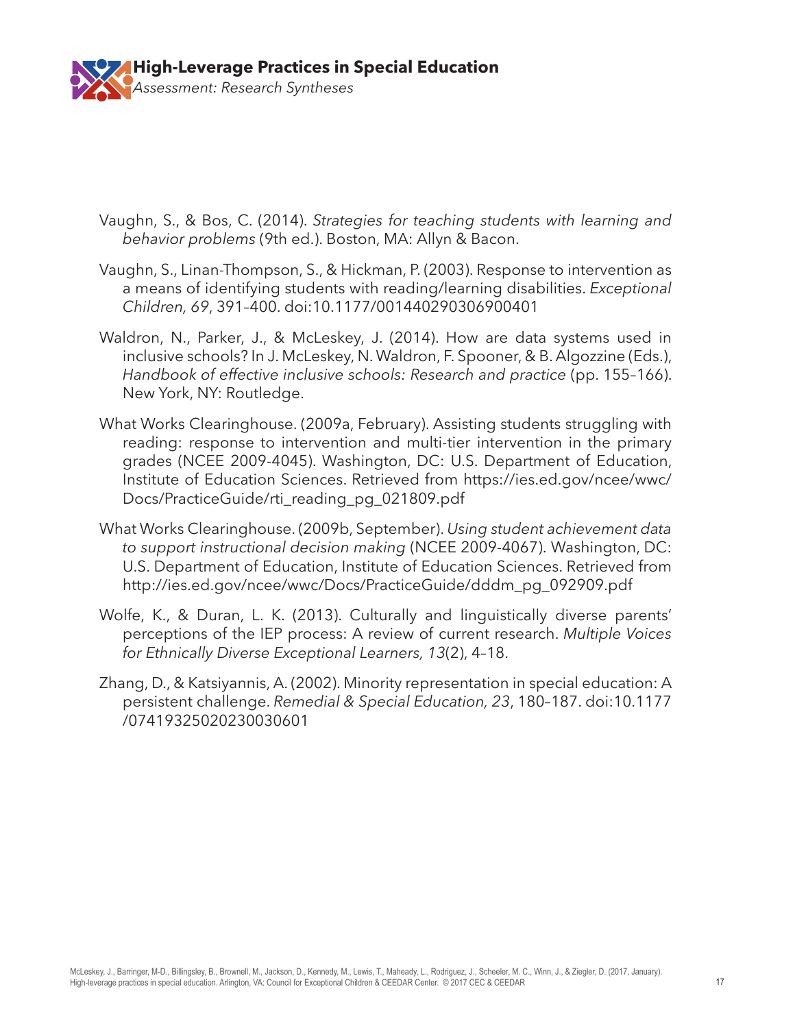Vaughn, S., & Bos, C. (2014). *Strategies for teaching students with learning and behavior problems* (9th ed.). Boston, MA: Allyn & Bacon.

Vaughn, S., Linan-Thompson, S., & Hickman, P. (2003). Response to intervention as a means of identifying students with reading/learning disabilities. *Exceptional Children, 69*, 391–400. doi:10.1177/001440290306900401

Waldron, N., Parker, J., & McLeskey, J. (2014). How are data systems used in inclusive schools? In J. McLeskey, N. Waldron, F. Spooner, & B. Algozzine (Eds.), *Handbook of effective inclusive schools: Research and practice* (pp. 155–166). New York, NY: Routledge.

What Works Clearinghouse. (2009a, February). Assisting students struggling with reading: response to intervention and multi-tier intervention in the primary grades (NCEE 2009-4045). Washington, DC: U.S. Department of Education, Institute of Education Sciences. Retrieved from https://ies.ed.gov/ncee/wwc/Docs/PracticeGuide/rti_reading_pg_021809.pdf

What Works Clearinghouse. (2009b, September). *Using student achievement data to support instructional decision making* (NCEE 2009-4067). Washington, DC: U.S. Department of Education, Institute of Education Sciences. Retrieved from http://ies.ed.gov/ncee/wwc/Docs/PracticeGuide/dddm_pg_092909.pdf

Wolfe, K., & Duran, L. K. (2013). Culturally and linguistically diverse parents' perceptions of the IEP process: A review of current research. *Multiple Voices for Ethnically Diverse Exceptional Learners, 13*(2), 4–18.

Zhang, D., & Katsiyannis, A. (2002). Minority representation in special education: A persistent challenge. *Remedial & Special Education, 23*, 180–187. doi:10.1177/07419325020230030601